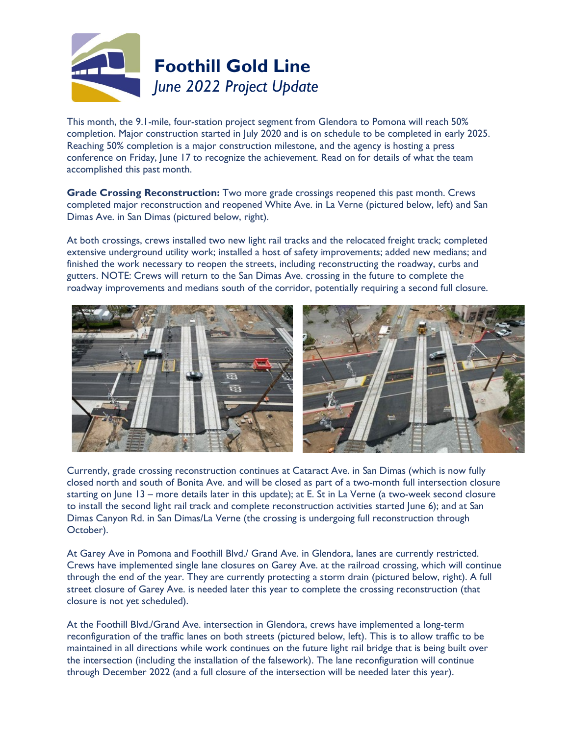# Foothill Gold Line

*June 2022 Project Update*

This month, the 9.1-mile, four-station project segment from Glendora to Pomona will reach 50% completion. Major construction started in July 2020 and is on schedule to be completed in early 2025. Reaching 50% completion is a major construction milestone, and the agency is hosting a press conference on Friday, June 17 to recognize the achievement. Read on for details of what the team accomplished this past month.

**Grade Crossing Reconstruction:** Two more grade crossings reopened this past month. Crews completed major reconstruction and reopened White Ave. in La Verne (pictured below, left) and San Dimas Ave. in San Dimas (pictured below, right).

At both crossings, crews installed two new light rail tracks and the relocated freight track; completed extensive underground utility work; installed a host of safety improvements; added new medians; and finished the work necessary to reopen the streets, including reconstructing the roadway, curbs and gutters. NOTE: Crews will return to the San Dimas Ave. crossing in the future to complete the roadway improvements and medians south of the corridor, potentially requiring a second full closure.

Currently, grade crossing reconstruction continues at Cataract Ave. in San Dimas (which is now fully closed north and south of Bonita Ave. and will be closed as part of a two-month full intersection closure starting on June 13 – more details later in this update); at E. St in La Verne (a two-week second closure to install the second light rail track and complete reconstruction activities started June 6); and at San Dimas Canyon Rd. in San Dimas/La Verne (the crossing is undergoing full reconstruction through October).

At Garey Ave in Pomona and Foothill Blvd./ Grand Ave. in Glendora, lanes are currently restricted. Crews have implemented single lane closures on Garey Ave. at the railroad crossing, which will continue through the end of the year. They are currently protecting a storm drain (pictured below, right). A full street closure of Garey Ave. is needed later this year to complete the crossing reconstruction (that closure is not yet scheduled).

At the Foothill Blvd./Grand Ave. intersection in Glendora, crews have implemented a long-term reconfiguration of the traffic lanes on both streets (pictured below, left). This is to allow traffic to be maintained in all directions while work continues on the future light rail bridge that is being built over the intersection (including the installation of the falsework). The lane reconfiguration will continue through December 2022 (and a full closure of the intersection will be needed later this year).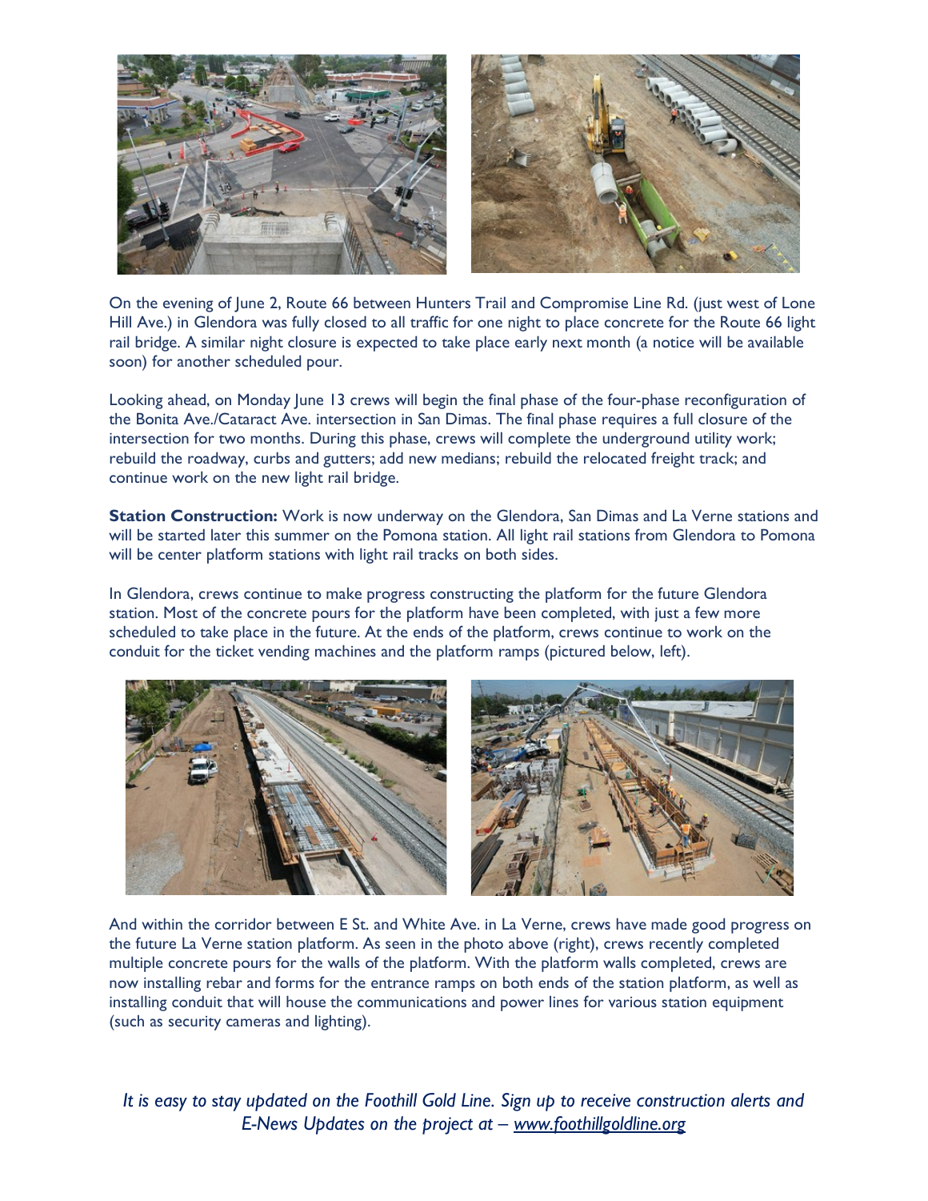On the evening of June 2, Route 66 between Hunters Trail and Compromise Line Rd. (just west of Lone Hill Ave.) in Glendora was fully closed to all traffic for one night to place concrete for the Route 66 light rail bridge. A similar night closure is expected to take place early next month (a notice will be available soon) for another scheduled pour.

Looking ahead, on Monday June 13 crews will begin the final phase of the four-phase reconfiguration of the Bonita Ave./Cataract Ave. intersection in San Dimas. The final phase requires a full closure of the intersection for two months. During this phase, crews will complete the underground utility work; rebuild the roadway, curbs and gutters; add new medians; rebuild the relocated freight track; and continue work on the new light rail bridge.

**Station Construction:** Work is now underway on the Glendora, San Dimas and La Verne stations and will be started later this summer on the Pomona station. All light rail stations from Glendora to Pomona will be center platform stations with light rail tracks on both sides.

In Glendora, crews continue to make progress constructing the platform for the future Glendora station. Most of the concrete pours for the platform have been completed, with just a few more scheduled to take place in the future. At the ends of the platform, crews continue to work on the conduit for the ticket vending machines and the platform ramps (pictured below, left).

And within the corridor between E St. and White Ave. in La Verne, crews have made good progress on the future La Verne station platform. As seen in the photo above (right), crews recently completed multiple concrete pours for the walls of the platform. With the platform walls completed, crews are now installing rebar and forms for the entrance ramps on both ends of the station platform, as well as installing conduit that will house the communications and power lines for various station equipment (such as security cameras and lighting).

*It is easy to stay updated on the Foothill Gold Line. Sign up to receive construction alerts and E-News Updates on the project at – www.foothillgoldline.org*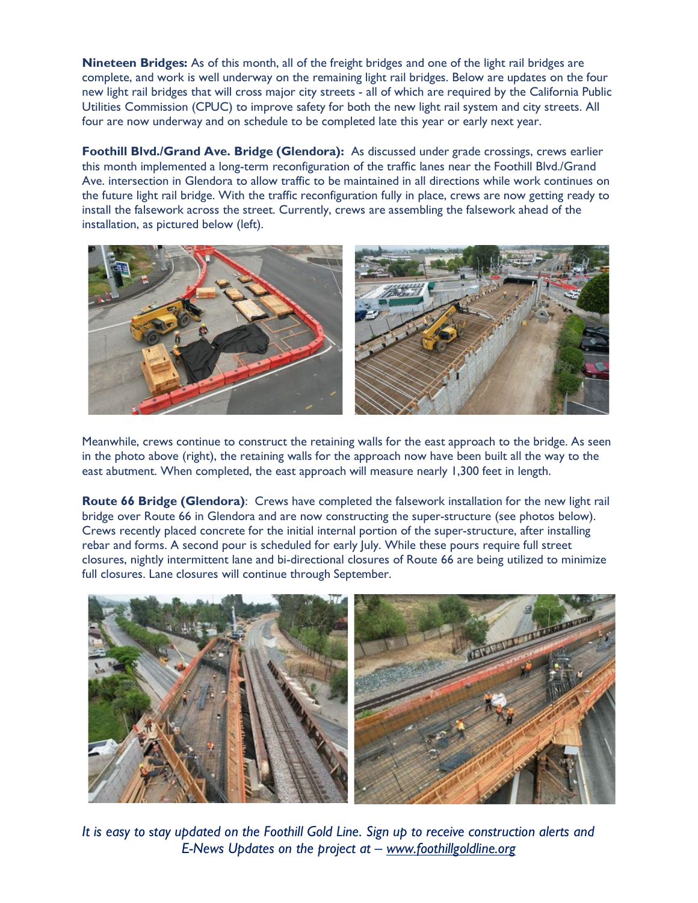**Nineteen Bridges:** As of this month, all of the freight bridges and one of the light rail bridges are complete, and work is well underway on the remaining light rail bridges. Below are updates on the four new light rail bridges that will cross major city streets - all of which are required by the California Public Utilities Commission (CPUC) to improve safety for both the new light rail system and city streets. All four are now underway and on schedule to be completed late this year or early next year.

**Foothill Blvd./Grand Ave. Bridge (Glendora):** As discussed under grade crossings, crews earlier this month implemented a long-term reconfiguration of the traffic lanes near the Foothill Blvd./Grand Ave. intersection in Glendora to allow traffic to be maintained in all directions while work continues on the future light rail bridge. With the traffic reconfiguration fully in place, crews are now getting ready to install the falsework across the street. Currently, crews are assembling the falsework ahead of the installation, as pictured below (left).

Meanwhile, crews continue to construct the retaining walls for the east approach to the bridge. As seen in the photo above (right), the retaining walls for the approach now have been built all the way to the east abutment. When completed, the east approach will measure nearly 1,300 feet in length.

**Route 66 Bridge (Glendora)**: Crews have completed the falsework installation for the new light rail bridge over Route 66 in Glendora and are now constructing the super-structure (see photos below). Crews recently placed concrete for the initial internal portion of the super-structure, after installing rebar and forms. A second pour is scheduled for early July. While these pours require full street closures, nightly intermittent lane and bi-directional closures of Route 66 are being utilized to minimize full closures. Lane closures will continue through September.

*It is easy to stay updated on the Foothill Gold Line. Sign up to receive construction alerts and E-News Updates on the project at – [www.foothillgoldline.org](www.foothillgoldline.org)*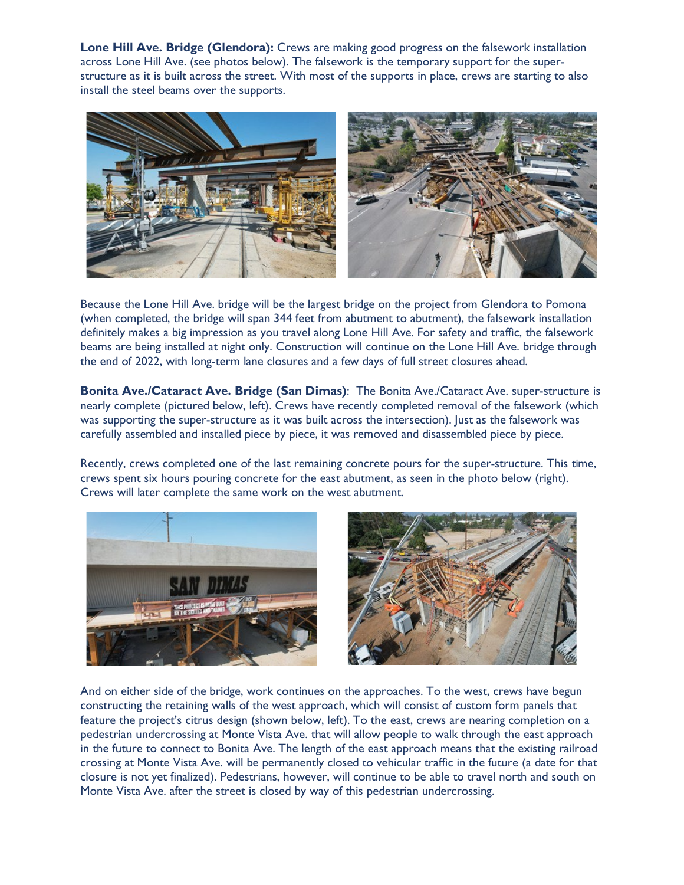**Lone Hill Ave. Bridge (Glendora):** Crews are making good progress on the falsework installation across Lone Hill Ave. (see photos below). The falsework is the temporary support for the super-structure as it is built across the street. With most of the supports in place, crews are starting to also install the steel beams over the supports.

Because the Lone Hill Ave. bridge will be the largest bridge on the project from Glendora to Pomona (when completed, the bridge will span 344 feet from abutment to abutment), the falsework installation definitely makes a big impression as you travel along Lone Hill Ave. For safety and traffic, the falsework beams are being installed at night only. Construction will continue on the Lone Hill Ave. bridge through the end of 2022, with long-term lane closures and a few days of full street closures ahead.

**Bonita Ave./Cataract Ave. Bridge (San Dimas)**: The Bonita Ave./Cataract Ave. super-structure is nearly complete (pictured below, left). Crews have recently completed removal of the falsework (which was supporting the super-structure as it was built across the intersection). Just as the falsework was carefully assembled and installed piece by piece, it was removed and disassembled piece by piece.

Recently, crews completed one of the last remaining concrete pours for the super-structure. This time, crews spent six hours pouring concrete for the east abutment, as seen in the photo below (right). Crews will later complete the same work on the west abutment.

And on either side of the bridge, work continues on the approaches. To the west, crews have begun constructing the retaining walls of the west approach, which will consist of custom form panels that feature the project's citrus design (shown below, left). To the east, crews are nearing completion on a pedestrian undercrossing at Monte Vista Ave. that will allow people to walk through the east approach in the future to connect to Bonita Ave. The length of the east approach means that the existing railroad crossing at Monte Vista Ave. will be permanently closed to vehicular traffic in the future (a date for that closure is not yet finalized). Pedestrians, however, will continue to be able to travel north and south on Monte Vista Ave. after the street is closed by way of this pedestrian undercrossing.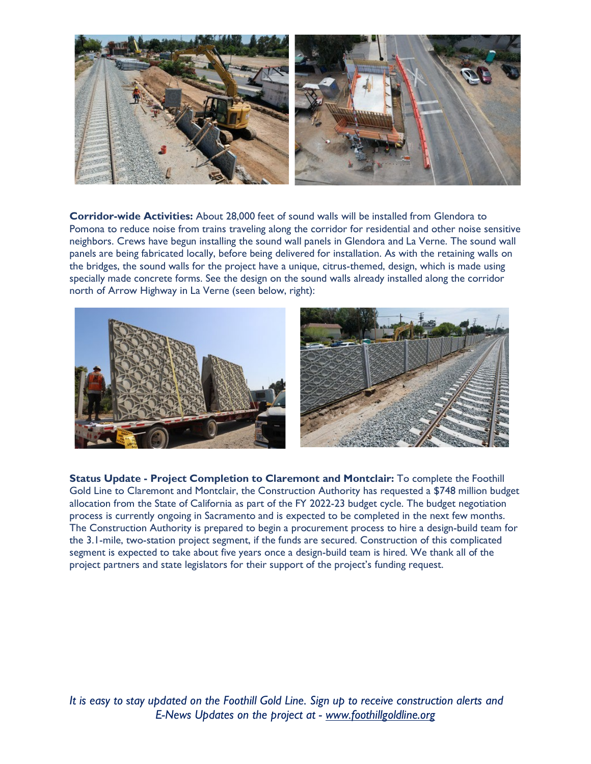**Corridor-wide Activities:** About 28,000 feet of sound walls will be installed from Glendora to Pomona to reduce noise from trains traveling along the corridor for residential and other noise sensitive neighbors. Crews have begun installing the sound wall panels in Glendora and La Verne. The sound wall panels are being fabricated locally, before being delivered for installation. As with the retaining walls on the bridges, the sound walls for the project have a unique, citrus-themed, design, which is made using specially made concrete forms. See the design on the sound walls already installed along the corridor north of Arrow Highway in La Verne (seen below, right):

**Status Update - Project Completion to Claremont and Montclair:** To complete the Foothill Gold Line to Claremont and Montclair, the Construction Authority has requested a $748 million budget allocation from the State of California as part of the FY 2022-23 budget cycle. The budget negotiation process is currently ongoing in Sacramento and is expected to be completed in the next few months. The Construction Authority is prepared to begin a procurement process to hire a design-build team for the 3.1-mile, two-station project segment, if the funds are secured. Construction of this complicated segment is expected to take about five years once a design-build team is hired. We thank all of the project partners and state legislators for their support of the project's funding request.

*It is easy to stay updated on the Foothill Gold Line. Sign up to receive construction alerts and E-News Updates on the project at - www.foothillgoldline.org*